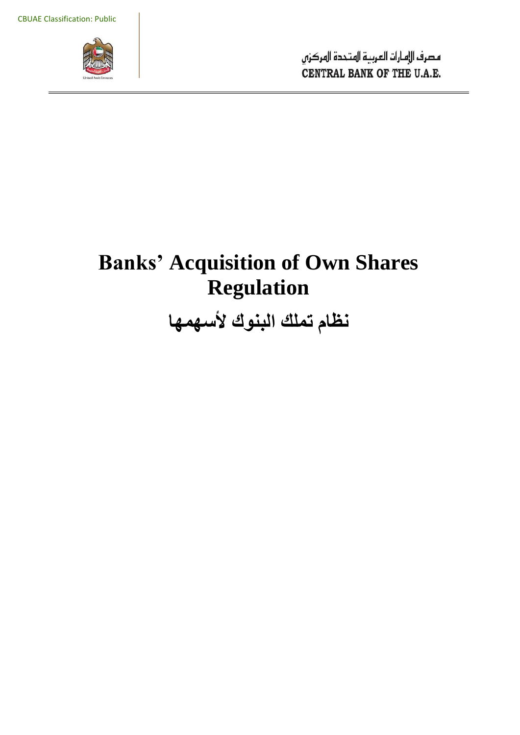CBUAE Classification: Public

مصرف الإمارات العربية المتحدة المركزي
CENTRAL BANK OF THE U.A.E.

# Banks' Acquisition of Own Shares Regulation

# نظام تملك البنوك لأسهمها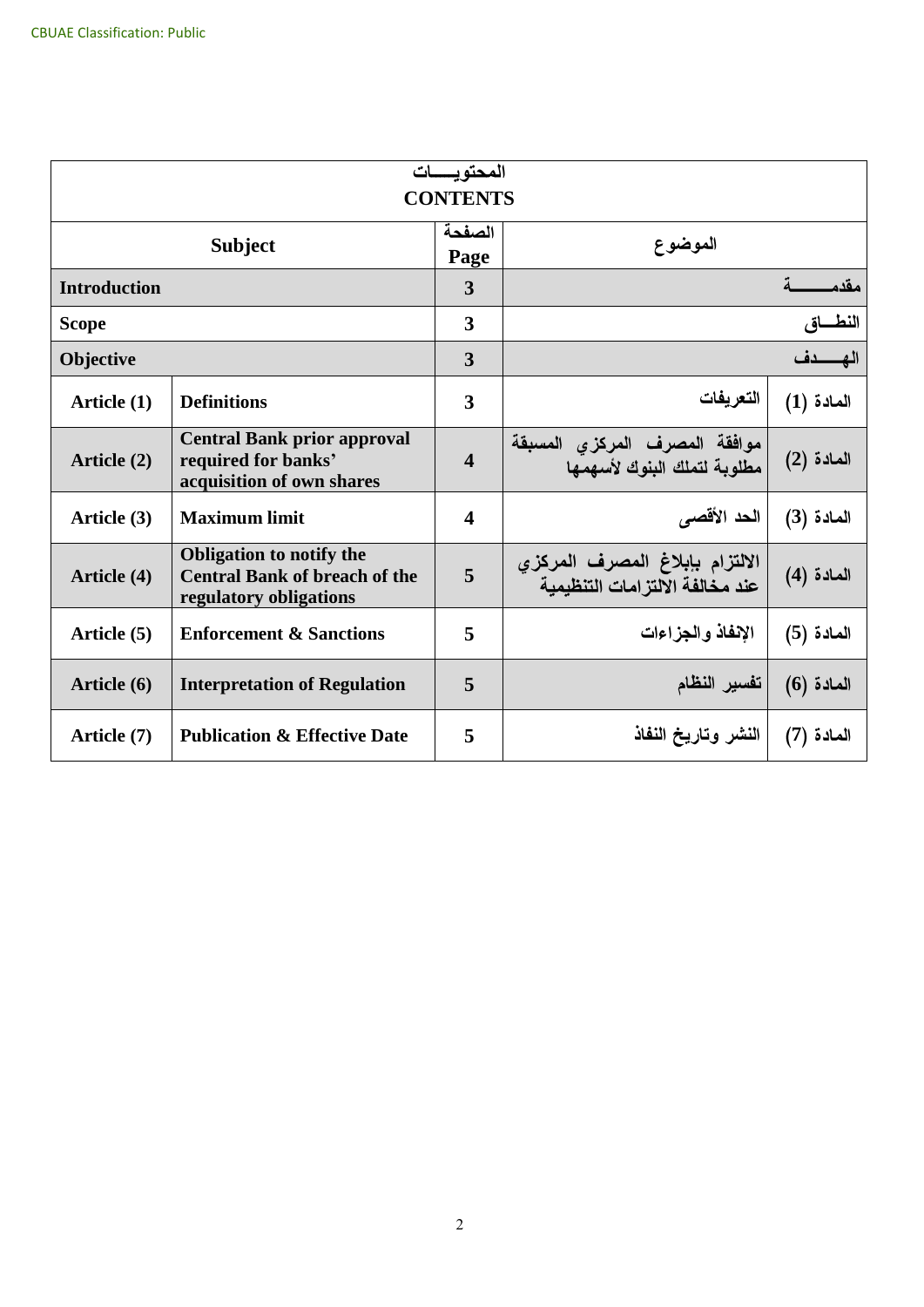| المحتويـــات CONTENTS | | | | |
|---|---|---|---|---|
| Subject | | الصفحة Page | الموضوع | |
| **Introduction** | | **3** | **مقدمـــــة** | |
| **Scope** | | **3** | **النطـــاق** | |
| **Objective** | | **3** | **الهـــــدف** | |
| **Article (1)** | **Definitions** | **3** | **التعريفات** | **المادة (1)** |
| **Article (2)** | **Central Bank prior approval required for banks' acquisition of own shares** | **4** | **موافقة المصرف المركزي المسبقة مطلوبة لتملك البنوك لأسهمها** | **المادة (2)** |
| **Article (3)** | **Maximum limit** | **4** | **الحد الأقصى** | **المادة (3)** |
| **Article (4)** | **Obligation to notify the Central Bank of breach of the regulatory obligations** | **5** | **الالتزام بإبلاغ المصرف المركزي عند مخالفة الالتزامات التنظيمية** | **المادة (4)** |
| **Article (5)** | **Enforcement & Sanctions** | **5** | **الإنفاذ والجزاءات** | **المادة (5)** |
| **Article (6)** | **Interpretation of Regulation** | **5** | **تفسير النظام** | **المادة (6)** |
| **Article (7)** | **Publication & Effective Date** | **5** | **النشر وتاريخ النفاذ** | **المادة (7)** |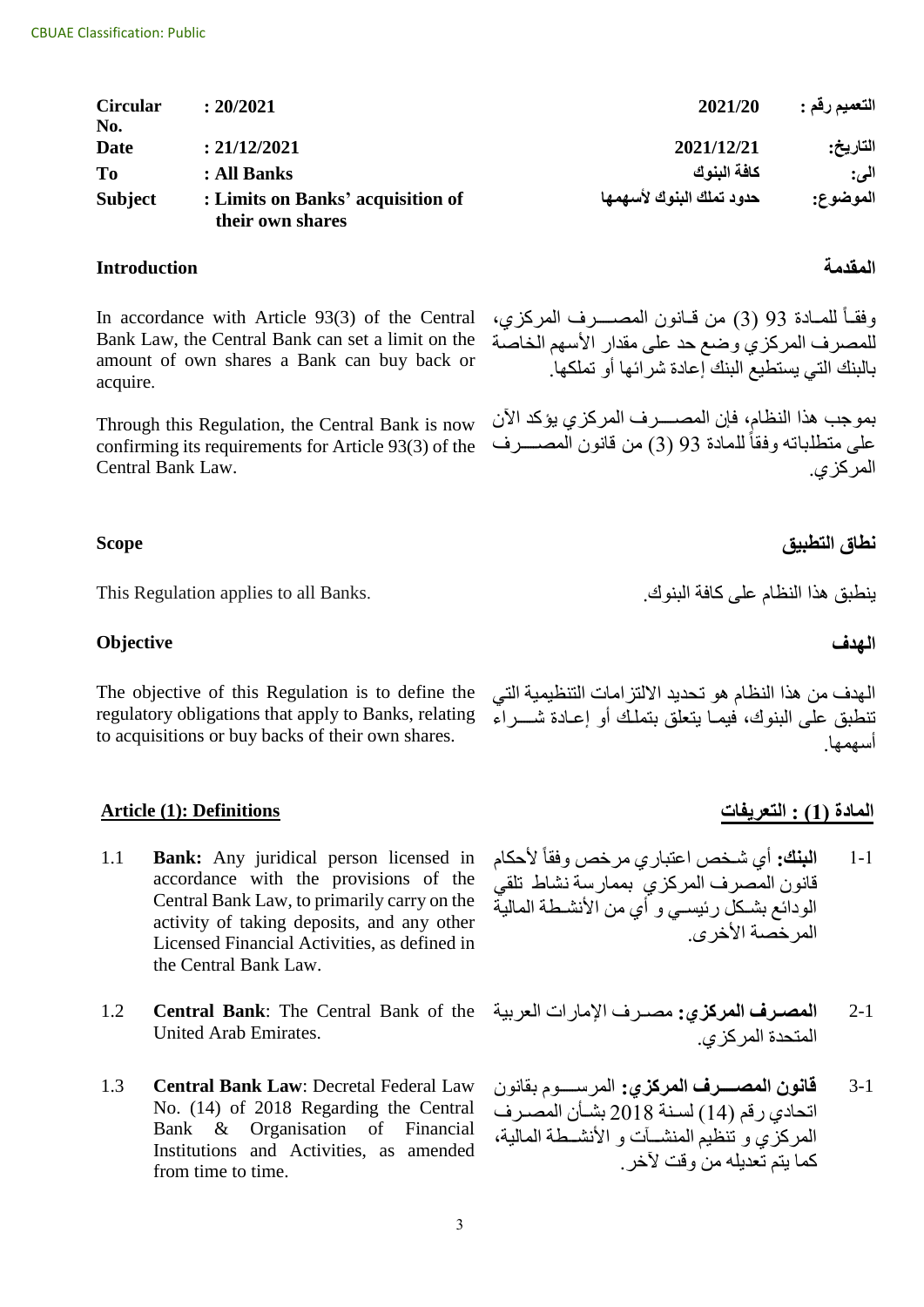| Circular No. | : 20/2021 | 2021/20 | التعميم رقم : |
|---|---|---|---|
| Date | : 21/12/2021 | 2021/12/21 | التاريخ: |
| To | : All Banks | كافة البنوك | الى: |
| Subject | : Limits on Banks' acquisition of their own shares | حدود تملك البنوك لأسهمها | الموضوع: |

## Introduction

In accordance with Article 93(3) of the Central Bank Law, the Central Bank can set a limit on the amount of own shares a Bank can buy back or acquire.

Through this Regulation, the Central Bank is now confirming its requirements for Article 93(3) of the Central Bank Law.

## المقدمة

وفقاً للمادة 93 (3) من قانون المصرف المركزي، للمصرف المركزي وضع حد على مقدار الأسهم الخاصة بالبنك التي يستطيع البنك إعادة شرائها أو تملكها.

بموجب هذا النظام، فإن المصرف المركزي يؤكد الآن على متطلباته وفقاً للمادة 93 (3) من قانون المصرف المركزي.

## Scope

This Regulation applies to all Banks.

## نطاق التطبيق

ينطبق هذا النظام على كافة البنوك.

## Objective

The objective of this Regulation is to define the regulatory obligations that apply to Banks, relating to acquisitions or buy backs of their own shares.

## الهدف

الهدف من هذا النظام هو تحديد الالتزامات التنظيمية التي تنطبق على البنوك، فيما يتعلق بتملك أو إعادة شراء أسهمها.

## Article (1): Definitions

1.1 **Bank:** Any juridical person licensed in accordance with the provisions of the Central Bank Law, to primarily carry on the activity of taking deposits, and any other Licensed Financial Activities, as defined in the Central Bank Law.

1.2 **Central Bank**: The Central Bank of the United Arab Emirates.

1.3 **Central Bank Law**: Decretal Federal Law No. (14) of 2018 Regarding the Central Bank & Organisation of Financial Institutions and Activities, as amended from time to time.

## المادة (1) : التعريفات

1-1 **البنك:** أي شخص اعتباري مرخص وفقاً لأحكام قانون المصرف المركزي بممارسة نشاط تلقي الودائع بشكل رئيسي و أي من الأنشطة المالية المرخصة الأخرى.

2-1 **المصرف المركزي:** مصرف الإمارات العربية المتحدة المركزي.

3-1 **قانون المصرف المركزي:** المرسوم بقانون اتحادي رقم (14) لسنة 2018 بشأن المصرف المركزي و تنظيم المنشآت و الأنشطة المالية، كما يتم تعديله من وقت لآخر.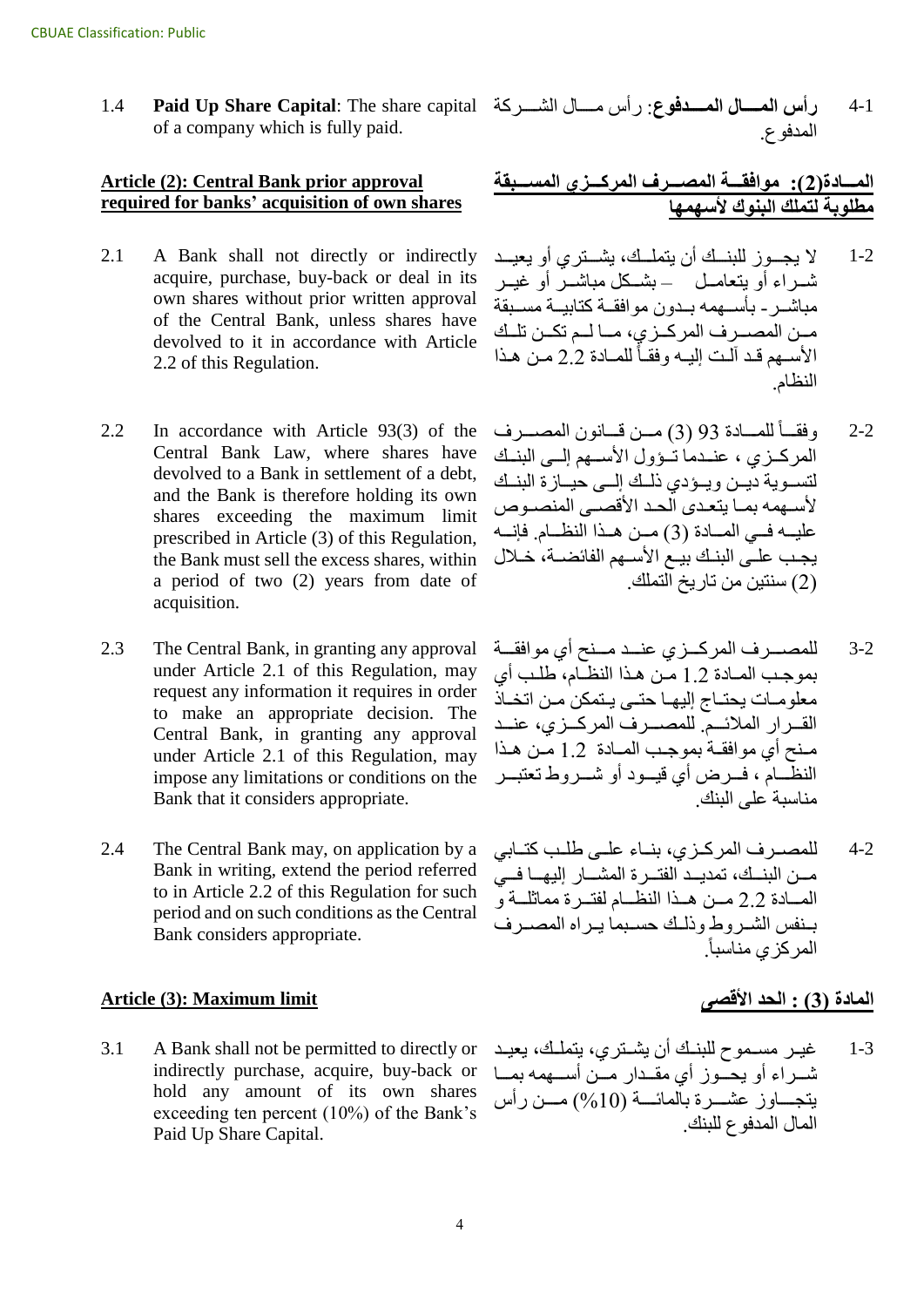CBUAE Classification: Public

1.4 **Paid Up Share Capital**: The share capital of a company which is fully paid.

1-4 **رأس المـــال المـــدفوع**: رأس مـــال الشـــركة المدفوع.

**Article (2): Central Bank prior approval required for banks' acquisition of own shares**

**المـــادة(2): موافقـــة المصـــرف المركـــزي المســـبقة مطلوبة لتملك البنوك لأسهمها**

2.1 A Bank shall not directly or indirectly acquire, purchase, buy-back or deal in its own shares without prior written approval of the Central Bank, unless shares have devolved to it in accordance with Article 2.2 of this Regulation.

1-2 لا يجـوز للبنـك أن يتملـك، يشـتري أو يعيـد شـراء أو يتعامـل – بشـكل مباشـر أو غيـر مباشـر- بأسـهمه بـدون موافقـة كتابيـة مسـبقة مـن المصـرف المركـزي، مـا لـم تكـن تلـك الأسـهم قـد آلـت إليـه وفقـاً للمـادة 2.2 مـن هـذا النظام.

2.2 In accordance with Article 93(3) of the Central Bank Law, where shares have devolved to a Bank in settlement of a debt, and the Bank is therefore holding its own shares exceeding the maximum limit prescribed in Article (3) of this Regulation, the Bank must sell the excess shares, within a period of two (2) years from date of acquisition.

2-2 وفقـاً للمـادة 93 (3) مـن قـانون المصـرف المركـزي ، عنـدما تـؤول الأسـهم إلـى البنـك لتسـوية ديـن ويـؤدي ذلـك إلـى حيـازة البنـك لأسـهمه بمـا يتعـدى الحـد الأقصـى المنصـوص عليـه فـي المـادة (3) مـن هـذا النظـام. فإنـه يجـب علـى البنـك بيـع الأسـهم الفائضـة، خـلال (2) سنتين من تاريخ التملك.

2.3 The Central Bank, in granting any approval under Article 2.1 of this Regulation, may request any information it requires in order to make an appropriate decision. The Central Bank, in granting any approval under Article 2.1 of this Regulation, may impose any limitations or conditions on the Bank that it considers appropriate.

3-2 للمصـرف المركـزي عنـد مـنح أي موافقـة بموجـب المـادة 1.2 مـن هـذا النظـام، طلـب أي معلومـات يحتـاج إليهـا حتـى يـتمكن مـن اتخـاذ القـرار الملائـم. للمصـرف المركـزي، عنـد مـنح أي موافقـة بموجـب المـادة 1.2 مـن هـذا النظـام ، فـرض أي قيـود أو شـروط تعتبـر مناسبة على البنك.

2.4 The Central Bank may, on application by a Bank in writing, extend the period referred to in Article 2.2 of this Regulation for such period and on such conditions as the Central Bank considers appropriate.

4-2 للمصـرف المركـزي، بنـاء علـى طلـب كتـابي مـن البنـك، تمديـد الفتـرة المشـار إليهـا فـي المـادة 2.2 مـن هـذا النظـام لفتـرة مماثلـة و بـنفس الشـروط وذلـك حسـبما يـراه المصـرف المركزي مناسباً.

**Article (3): Maximum limit**

**المادة (3) : الحد الأقصى**

3.1 A Bank shall not be permitted to directly or indirectly purchase, acquire, buy-back or hold any amount of its own shares exceeding ten percent (10%) of the Bank's Paid Up Share Capital.

1-3 غيـر مسـموح للبنـك أن يشـتري، يتملـك، يعيـد شـراء أو يحـوز أي مقـدار مـن أسـهمه بمـا يتجـاوز عشـرة بالمائـة (10%) مـن رأس المال المدفوع للبنك.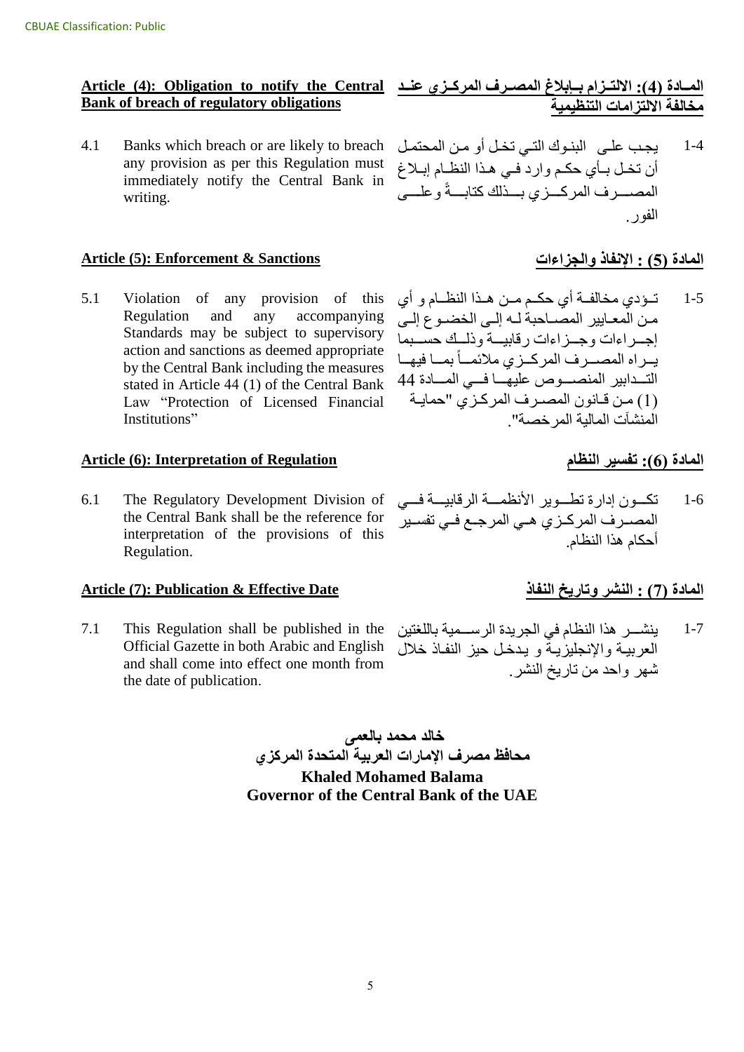CBUAE Classification: Public

**Article (4): Obligation to notify the Central Bank of breach of regulatory obligations**

4.1 Banks which breach or are likely to breach any provision as per this Regulation must immediately notify the Central Bank in writing.

**المـادة (4): الالتـزام بـإبلاغ المصـرف المركـزي عنـد مخالفة الالتزامات التنظيمية**

4-1 يجب على البنوك التي تخل أو من المحتمل أن تخل بأي حكم وارد في هذا النظام إبلاغ المصرف المركزي بذلك كتابةً وعلى الفور.

**Article (5): Enforcement & Sanctions**

5.1 Violation of any provision of this Regulation and any accompanying Standards may be subject to supervisory action and sanctions as deemed appropriate by the Central Bank including the measures stated in Article 44 (1) of the Central Bank Law "Protection of Licensed Financial Institutions"

**المادة (5) : الإنفاذ والجزاءات**

5-1 تؤدي مخالفة أي حكم من هذا النظام و أي من المعايير المصاحبة له إلى الخضوع إلى إجراءات وجزاءات رقابية وذلك حسبما يراه المصرف المركزي ملائماً بما فيها التدابير المنصوص عليها في المادة 44 (1) من قانون المصرف المركزي "حماية المنشآت المالية المرخصة".

**Article (6): Interpretation of Regulation**

6.1 The Regulatory Development Division of the Central Bank shall be the reference for interpretation of the provisions of this Regulation.

**المادة (6): تفسير النظام**

6-1 تكون إدارة تطوير الأنظمة الرقابية في المصرف المركزي هي المرجع في تفسير أحكام هذا النظام.

**Article (7): Publication & Effective Date**

7.1 This Regulation shall be published in the Official Gazette in both Arabic and English and shall come into effect one month from the date of publication.

**المادة (7) : النشر وتاريخ النفاذ**

7-1 ينشر هذا النظام في الجريدة الرسمية باللغتين العربية والإنجليزية و يدخل حيز النفاذ خلال شهر واحد من تاريخ النشر.

**خالد محمد بالعمى**
**محافظ مصرف الإمارات العربية المتحدة المركزي**

**Khaled Mohamed Balama**
**Governor of the Central Bank of the UAE**